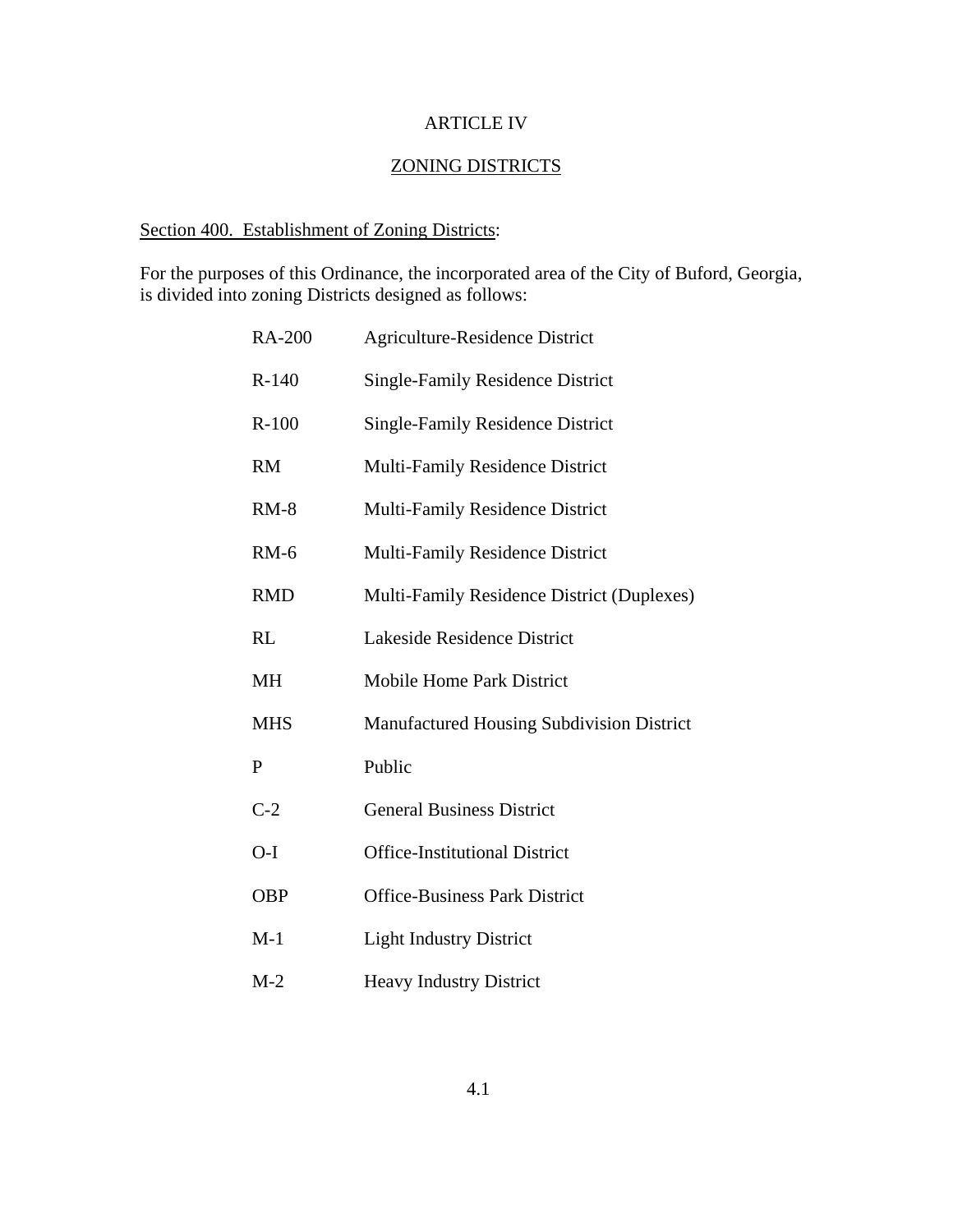# ARTICLE IV

## ZONING DISTRICTS

### Section 400. Establishment of Zoning Districts:

For the purposes of this Ordinance, the incorporated area of the City of Buford, Georgia, is divided into zoning Districts designed as follows:

| | |
|---|---|
| RA-200 | Agriculture-Residence District |
| R-140 | Single-Family Residence District |
| R-100 | Single-Family Residence District |
| RM | Multi-Family Residence District |
| RM-8 | Multi-Family Residence District |
| RM-6 | Multi-Family Residence District |
| RMD | Multi-Family Residence District (Duplexes) |
| RL | Lakeside Residence District |
| MH | Mobile Home Park District |
| MHS | Manufactured Housing Subdivision District |
| P | Public |
| C-2 | General Business District |
| O-I | Office-Institutional District |
| OBP | Office-Business Park District |
| M-1 | Light Industry District |
| M-2 | Heavy Industry District |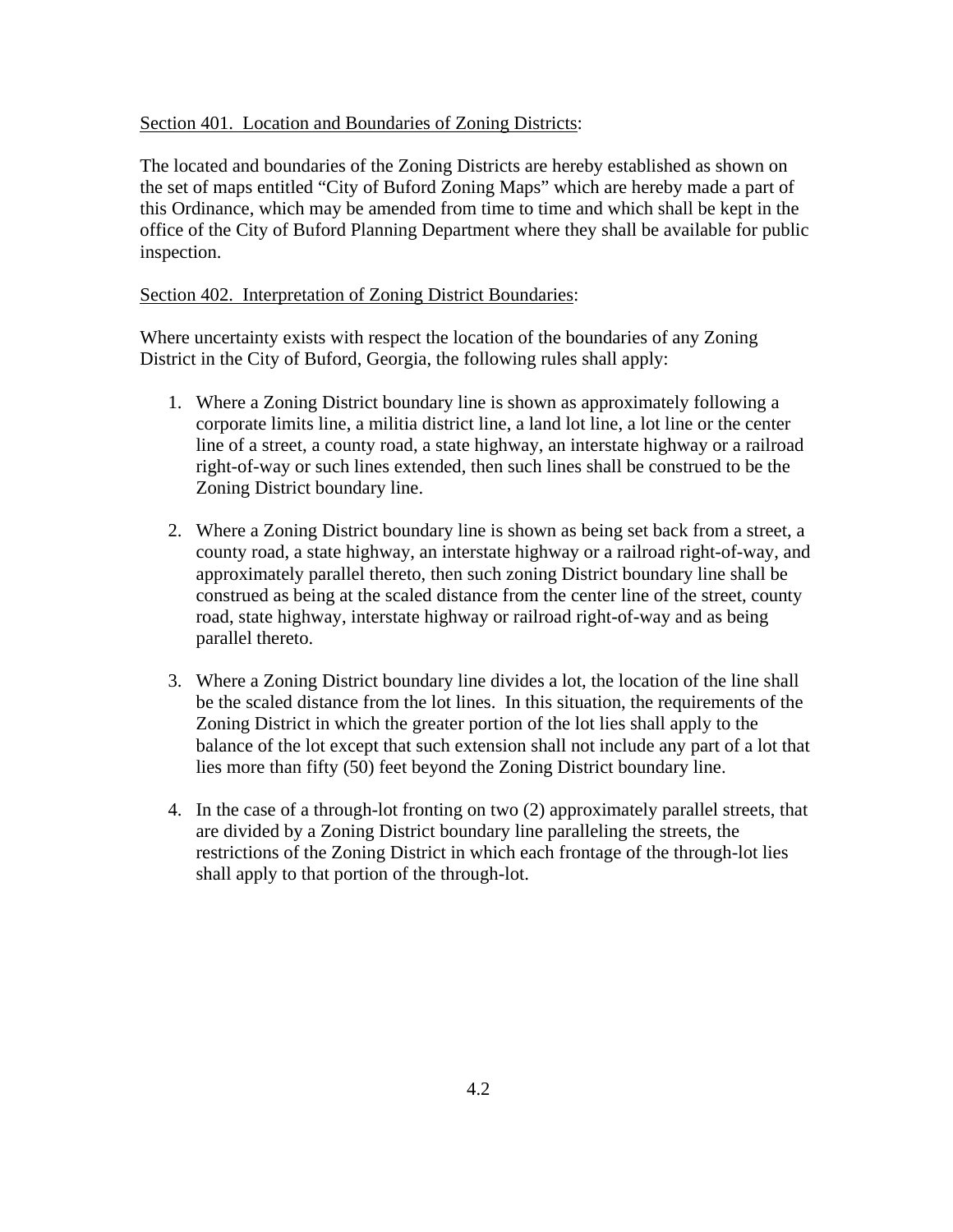<u>Section 401. Location and Boundaries of Zoning Districts</u>:

The located and boundaries of the Zoning Districts are hereby established as shown on the set of maps entitled "City of Buford Zoning Maps" which are hereby made a part of this Ordinance, which may be amended from time to time and which shall be kept in the office of the City of Buford Planning Department where they shall be available for public inspection.

<u>Section 402. Interpretation of Zoning District Boundaries</u>:

Where uncertainty exists with respect the location of the boundaries of any Zoning District in the City of Buford, Georgia, the following rules shall apply:

1. Where a Zoning District boundary line is shown as approximately following a corporate limits line, a militia district line, a land lot line, a lot line or the center line of a street, a county road, a state highway, an interstate highway or a railroad right-of-way or such lines extended, then such lines shall be construed to be the Zoning District boundary line.

2. Where a Zoning District boundary line is shown as being set back from a street, a county road, a state highway, an interstate highway or a railroad right-of-way, and approximately parallel thereto, then such zoning District boundary line shall be construed as being at the scaled distance from the center line of the street, county road, state highway, interstate highway or railroad right-of-way and as being parallel thereto.

3. Where a Zoning District boundary line divides a lot, the location of the line shall be the scaled distance from the lot lines. In this situation, the requirements of the Zoning District in which the greater portion of the lot lies shall apply to the balance of the lot except that such extension shall not include any part of a lot that lies more than fifty (50) feet beyond the Zoning District boundary line.

4. In the case of a through-lot fronting on two (2) approximately parallel streets, that are divided by a Zoning District boundary line paralleling the streets, the restrictions of the Zoning District in which each frontage of the through-lot lies shall apply to that portion of the through-lot.